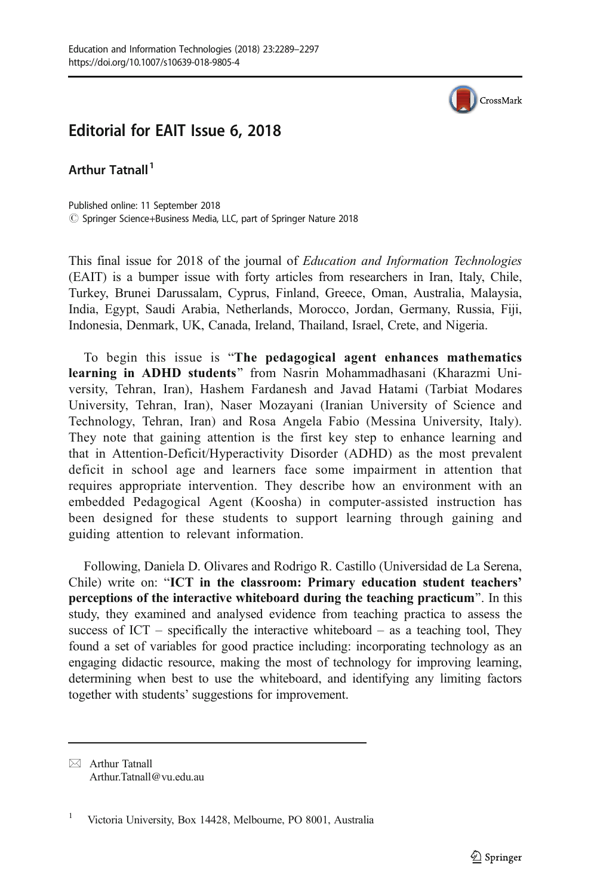# Editorial for EAIT Issue 6, 2018

**Arthur Tatnall**[1]

Published online: 11 September 2018
© Springer Science+Business Media, LLC, part of Springer Nature 2018

This final issue for 2018 of the journal of *Education and Information Technologies* (EAIT) is a bumper issue with forty articles from researchers in Iran, Italy, Chile, Turkey, Brunei Darussalam, Cyprus, Finland, Greece, Oman, Australia, Malaysia, India, Egypt, Saudi Arabia, Netherlands, Morocco, Jordan, Germany, Russia, Fiji, Indonesia, Denmark, UK, Canada, Ireland, Thailand, Israel, Crete, and Nigeria.

To begin this issue is "**The pedagogical agent enhances mathematics learning in ADHD students**" from Nasrin Mohammadhasani (Kharazmi University, Tehran, Iran), Hashem Fardanesh and Javad Hatami (Tarbiat Modares University, Tehran, Iran), Naser Mozayani (Iranian University of Science and Technology, Tehran, Iran) and Rosa Angela Fabio (Messina University, Italy). They note that gaining attention is the first key step to enhance learning and that in Attention-Deficit/Hyperactivity Disorder (ADHD) as the most prevalent deficit in school age and learners face some impairment in attention that requires appropriate intervention. They describe how an environment with an embedded Pedagogical Agent (Koosha) in computer-assisted instruction has been designed for these students to support learning through gaining and guiding attention to relevant information.

Following, Daniela D. Olivares and Rodrigo R. Castillo (Universidad de La Serena, Chile) write on: "**ICT in the classroom: Primary education student teachers' perceptions of the interactive whiteboard during the teaching practicum**". In this study, they examined and analysed evidence from teaching practica to assess the success of ICT – specifically the interactive whiteboard – as a teaching tool, They found a set of variables for good practice including: incorporating technology as an engaging didactic resource, making the most of technology for improving learning, determining when best to use the whiteboard, and identifying any limiting factors together with students' suggestions for improvement.

---

✉ Arthur Tatnall
Arthur.Tatnall@vu.edu.au

[1] Victoria University, Box 14428, Melbourne, PO 8001, Australia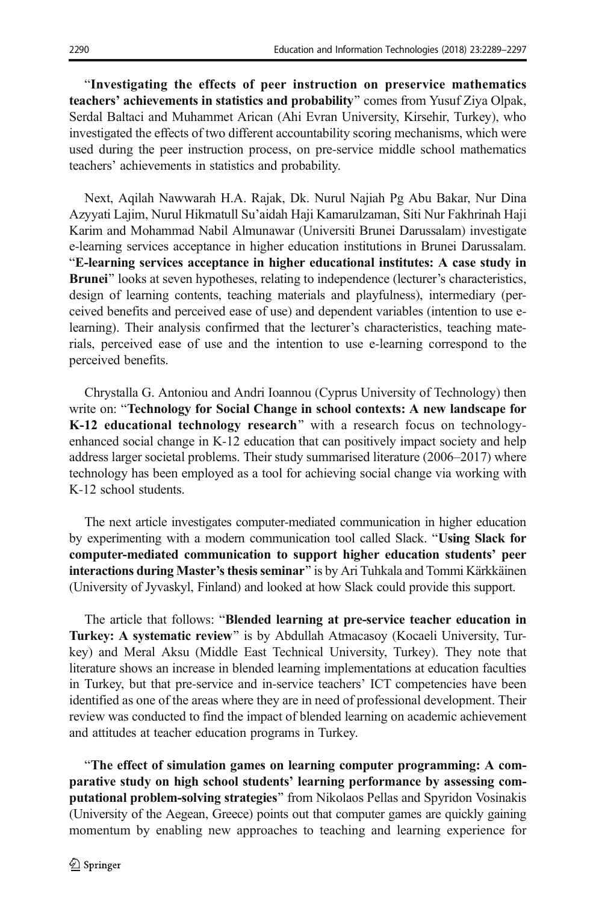"**Investigating the effects of peer instruction on preservice mathematics teachers' achievements in statistics and probability**" comes from Yusuf Ziya Olpak, Serdal Baltaci and Muhammet Arican (Ahi Evran University, Kirsehir, Turkey), who investigated the effects of two different accountability scoring mechanisms, which were used during the peer instruction process, on pre-service middle school mathematics teachers' achievements in statistics and probability.

Next, Aqilah Nawwarah H.A. Rajak, Dk. Nurul Najiah Pg Abu Bakar, Nur Dina Azyyati Lajim, Nurul Hikmatull Su'aidah Haji Kamarulzaman, Siti Nur Fakhrinah Haji Karim and Mohammad Nabil Almunawar (Universiti Brunei Darussalam) investigate e-learning services acceptance in higher education institutions in Brunei Darussalam. "**E-learning services acceptance in higher educational institutes: A case study in Brunei**" looks at seven hypotheses, relating to independence (lecturer's characteristics, design of learning contents, teaching materials and playfulness), intermediary (perceived benefits and perceived ease of use) and dependent variables (intention to use e-learning). Their analysis confirmed that the lecturer's characteristics, teaching materials, perceived ease of use and the intention to use e-learning correspond to the perceived benefits.

Chrystalla G. Antoniou and Andri Ioannou (Cyprus University of Technology) then write on: "**Technology for Social Change in school contexts: A new landscape for K-12 educational technology research**" with a research focus on technology-enhanced social change in K-12 education that can positively impact society and help address larger societal problems. Their study summarised literature (2006–2017) where technology has been employed as a tool for achieving social change via working with K-12 school students.

The next article investigates computer-mediated communication in higher education by experimenting with a modern communication tool called Slack. "**Using Slack for computer-mediated communication to support higher education students' peer interactions during Master's thesis seminar**" is by Ari Tuhkala and Tommi Kärkkäinen (University of Jyvaskyl, Finland) and looked at how Slack could provide this support.

The article that follows: "**Blended learning at pre-service teacher education in Turkey: A systematic review**" is by Abdullah Atmacasoy (Kocaeli University, Turkey) and Meral Aksu (Middle East Technical University, Turkey). They note that literature shows an increase in blended learning implementations at education faculties in Turkey, but that pre-service and in-service teachers' ICT competencies have been identified as one of the areas where they are in need of professional development. Their review was conducted to find the impact of blended learning on academic achievement and attitudes at teacher education programs in Turkey.

"**The effect of simulation games on learning computer programming: A comparative study on high school students' learning performance by assessing computational problem-solving strategies**" from Nikolaos Pellas and Spyridon Vosinakis (University of the Aegean, Greece) points out that computer games are quickly gaining momentum by enabling new approaches to teaching and learning experience for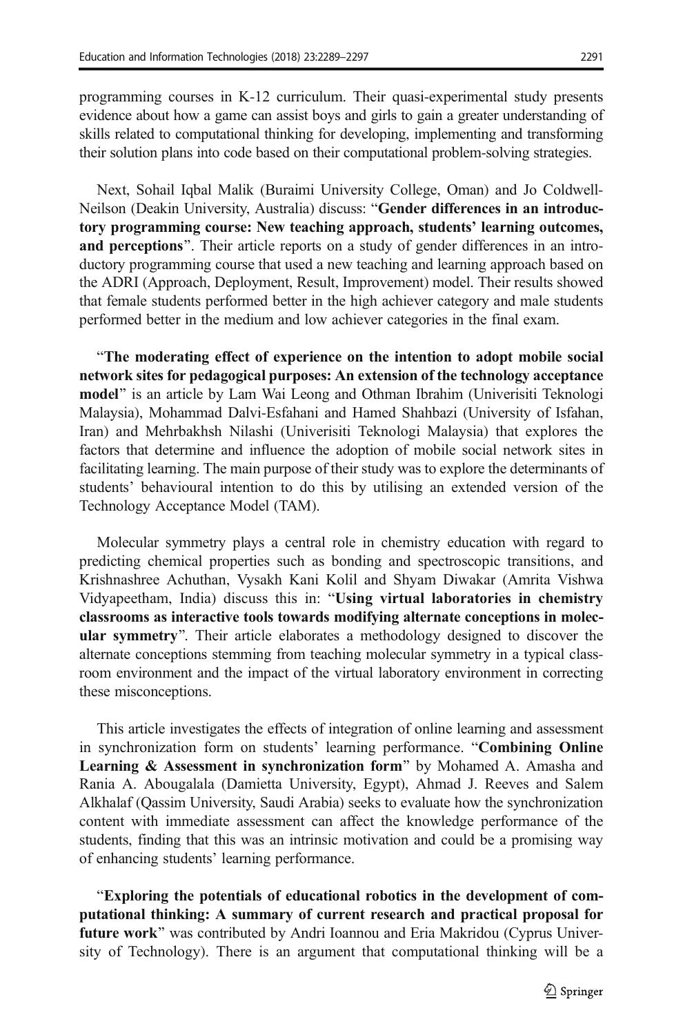programming courses in K-12 curriculum. Their quasi-experimental study presents evidence about how a game can assist boys and girls to gain a greater understanding of skills related to computational thinking for developing, implementing and transforming their solution plans into code based on their computational problem-solving strategies.

Next, Sohail Iqbal Malik (Buraimi University College, Oman) and Jo Coldwell-Neilson (Deakin University, Australia) discuss: "**Gender differences in an introductory programming course: New teaching approach, students' learning outcomes, and perceptions**". Their article reports on a study of gender differences in an introductory programming course that used a new teaching and learning approach based on the ADRI (Approach, Deployment, Result, Improvement) model. Their results showed that female students performed better in the high achiever category and male students performed better in the medium and low achiever categories in the final exam.

"**The moderating effect of experience on the intention to adopt mobile social network sites for pedagogical purposes: An extension of the technology acceptance model**" is an article by Lam Wai Leong and Othman Ibrahim (Univerisiti Teknologi Malaysia), Mohammad Dalvi-Esfahani and Hamed Shahbazi (University of Isfahan, Iran) and Mehrbakhsh Nilashi (Univerisiti Teknologi Malaysia) that explores the factors that determine and influence the adoption of mobile social network sites in facilitating learning. The main purpose of their study was to explore the determinants of students' behavioural intention to do this by utilising an extended version of the Technology Acceptance Model (TAM).

Molecular symmetry plays a central role in chemistry education with regard to predicting chemical properties such as bonding and spectroscopic transitions, and Krishnashree Achuthan, Vysakh Kani Kolil and Shyam Diwakar (Amrita Vishwa Vidyapeetham, India) discuss this in: "**Using virtual laboratories in chemistry classrooms as interactive tools towards modifying alternate conceptions in molecular symmetry**". Their article elaborates a methodology designed to discover the alternate conceptions stemming from teaching molecular symmetry in a typical classroom environment and the impact of the virtual laboratory environment in correcting these misconceptions.

This article investigates the effects of integration of online learning and assessment in synchronization form on students' learning performance. "**Combining Online Learning & Assessment in synchronization form**" by Mohamed A. Amasha and Rania A. Abougalala (Damietta University, Egypt), Ahmad J. Reeves and Salem Alkhalaf (Qassim University, Saudi Arabia) seeks to evaluate how the synchronization content with immediate assessment can affect the knowledge performance of the students, finding that this was an intrinsic motivation and could be a promising way of enhancing students' learning performance.

"**Exploring the potentials of educational robotics in the development of computational thinking: A summary of current research and practical proposal for future work**" was contributed by Andri Ioannou and Eria Makridou (Cyprus University of Technology). There is an argument that computational thinking will be a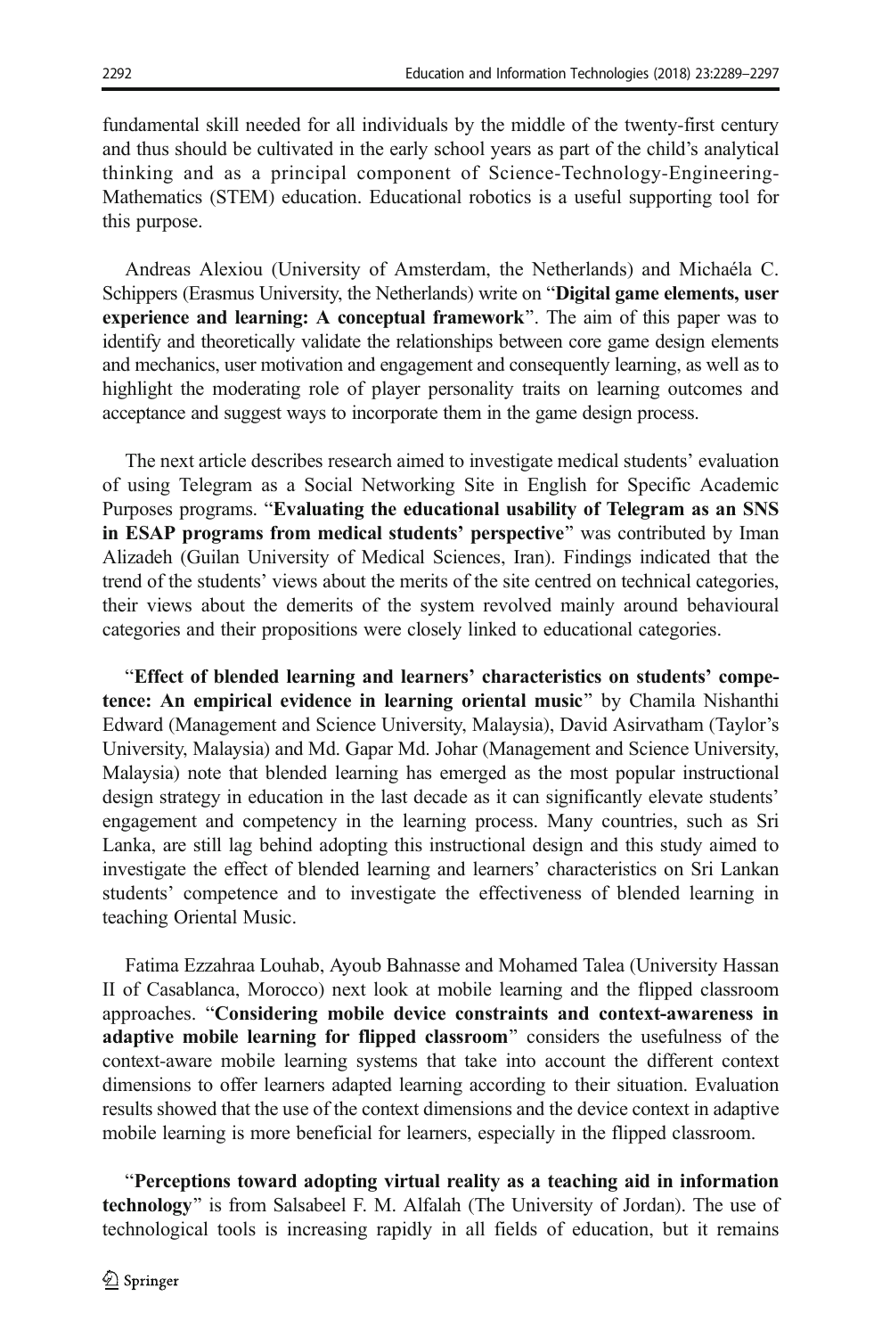fundamental skill needed for all individuals by the middle of the twenty-first century and thus should be cultivated in the early school years as part of the child's analytical thinking and as a principal component of Science-Technology-Engineering-Mathematics (STEM) education. Educational robotics is a useful supporting tool for this purpose.

Andreas Alexiou (University of Amsterdam, the Netherlands) and Michaéla C. Schippers (Erasmus University, the Netherlands) write on "**Digital game elements, user experience and learning: A conceptual framework**". The aim of this paper was to identify and theoretically validate the relationships between core game design elements and mechanics, user motivation and engagement and consequently learning, as well as to highlight the moderating role of player personality traits on learning outcomes and acceptance and suggest ways to incorporate them in the game design process.

The next article describes research aimed to investigate medical students' evaluation of using Telegram as a Social Networking Site in English for Specific Academic Purposes programs. "**Evaluating the educational usability of Telegram as an SNS in ESAP programs from medical students' perspective**" was contributed by Iman Alizadeh (Guilan University of Medical Sciences, Iran). Findings indicated that the trend of the students' views about the merits of the site centred on technical categories, their views about the demerits of the system revolved mainly around behavioural categories and their propositions were closely linked to educational categories.

"**Effect of blended learning and learners' characteristics on students' competence: An empirical evidence in learning oriental music**" by Chamila Nishanthi Edward (Management and Science University, Malaysia), David Asirvatham (Taylor's University, Malaysia) and Md. Gapar Md. Johar (Management and Science University, Malaysia) note that blended learning has emerged as the most popular instructional design strategy in education in the last decade as it can significantly elevate students' engagement and competency in the learning process. Many countries, such as Sri Lanka, are still lag behind adopting this instructional design and this study aimed to investigate the effect of blended learning and learners' characteristics on Sri Lankan students' competence and to investigate the effectiveness of blended learning in teaching Oriental Music.

Fatima Ezzahraa Louhab, Ayoub Bahnasse and Mohamed Talea (University Hassan II of Casablanca, Morocco) next look at mobile learning and the flipped classroom approaches. "**Considering mobile device constraints and context-awareness in adaptive mobile learning for flipped classroom**" considers the usefulness of the context-aware mobile learning systems that take into account the different context dimensions to offer learners adapted learning according to their situation. Evaluation results showed that the use of the context dimensions and the device context in adaptive mobile learning is more beneficial for learners, especially in the flipped classroom.

"**Perceptions toward adopting virtual reality as a teaching aid in information technology**" is from Salsabeel F. M. Alfalah (The University of Jordan). The use of technological tools is increasing rapidly in all fields of education, but it remains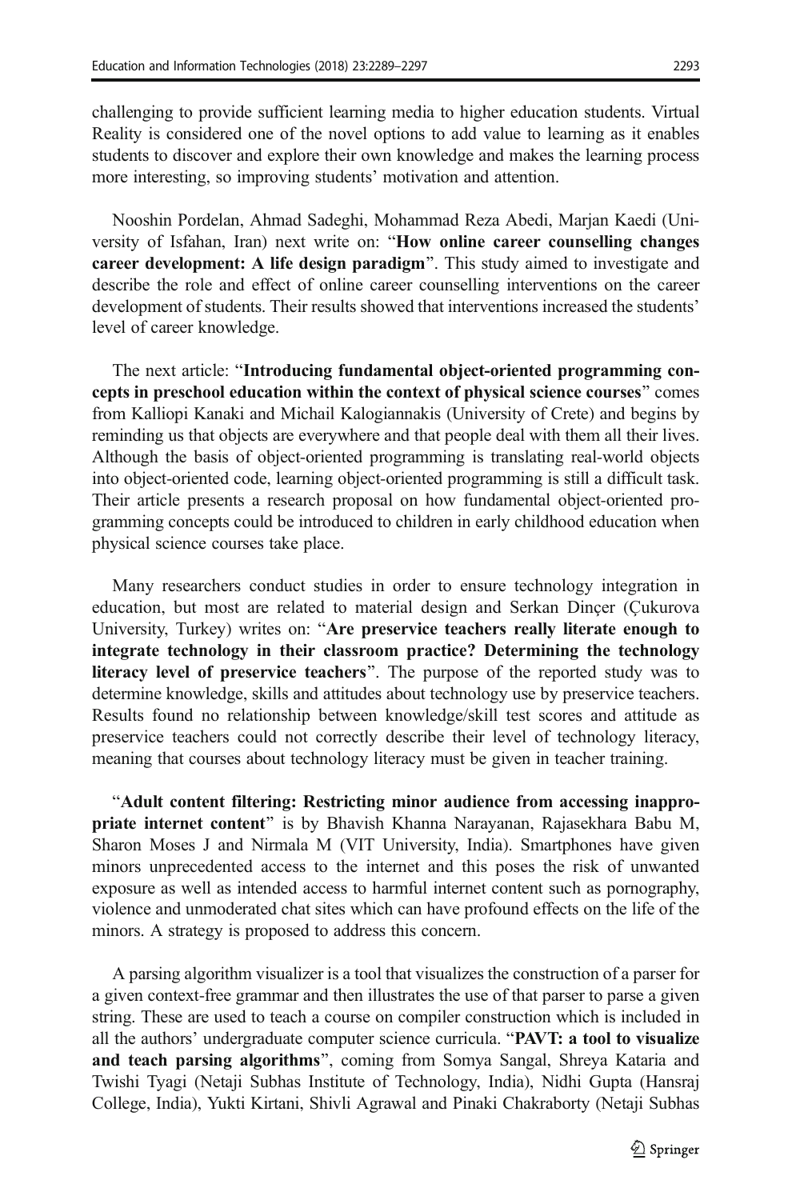challenging to provide sufficient learning media to higher education students. Virtual Reality is considered one of the novel options to add value to learning as it enables students to discover and explore their own knowledge and makes the learning process more interesting, so improving students' motivation and attention.

Nooshin Pordelan, Ahmad Sadeghi, Mohammad Reza Abedi, Marjan Kaedi (University of Isfahan, Iran) next write on: "**How online career counselling changes career development: A life design paradigm**". This study aimed to investigate and describe the role and effect of online career counselling interventions on the career development of students. Their results showed that interventions increased the students' level of career knowledge.

The next article: "**Introducing fundamental object-oriented programming concepts in preschool education within the context of physical science courses**" comes from Kalliopi Kanaki and Michail Kalogiannakis (University of Crete) and begins by reminding us that objects are everywhere and that people deal with them all their lives. Although the basis of object-oriented programming is translating real-world objects into object-oriented code, learning object-oriented programming is still a difficult task. Their article presents a research proposal on how fundamental object-oriented programming concepts could be introduced to children in early childhood education when physical science courses take place.

Many researchers conduct studies in order to ensure technology integration in education, but most are related to material design and Serkan Dinçer (Çukurova University, Turkey) writes on: "**Are preservice teachers really literate enough to integrate technology in their classroom practice? Determining the technology literacy level of preservice teachers**". The purpose of the reported study was to determine knowledge, skills and attitudes about technology use by preservice teachers. Results found no relationship between knowledge/skill test scores and attitude as preservice teachers could not correctly describe their level of technology literacy, meaning that courses about technology literacy must be given in teacher training.

"**Adult content filtering: Restricting minor audience from accessing inappropriate internet content**" is by Bhavish Khanna Narayanan, Rajasekhara Babu M, Sharon Moses J and Nirmala M (VIT University, India). Smartphones have given minors unprecedented access to the internet and this poses the risk of unwanted exposure as well as intended access to harmful internet content such as pornography, violence and unmoderated chat sites which can have profound effects on the life of the minors. A strategy is proposed to address this concern.

A parsing algorithm visualizer is a tool that visualizes the construction of a parser for a given context-free grammar and then illustrates the use of that parser to parse a given string. These are used to teach a course on compiler construction which is included in all the authors' undergraduate computer science curricula. "**PAVT: a tool to visualize and teach parsing algorithms**", coming from Somya Sangal, Shreya Kataria and Twishi Tyagi (Netaji Subhas Institute of Technology, India), Nidhi Gupta (Hansraj College, India), Yukti Kirtani, Shivli Agrawal and Pinaki Chakraborty (Netaji Subhas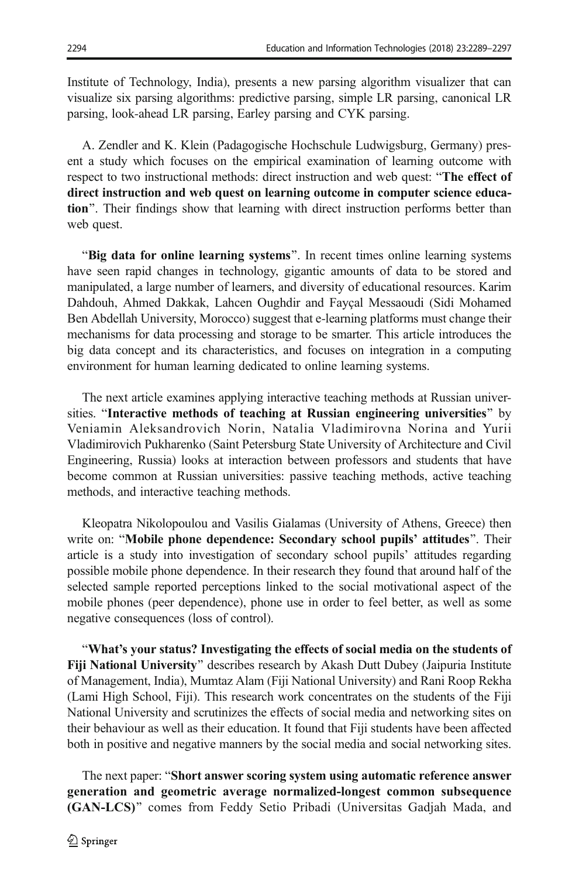Institute of Technology, India), presents a new parsing algorithm visualizer that can visualize six parsing algorithms: predictive parsing, simple LR parsing, canonical LR parsing, look-ahead LR parsing, Earley parsing and CYK parsing.

A. Zendler and K. Klein (Padagogische Hochschule Ludwigsburg, Germany) present a study which focuses on the empirical examination of learning outcome with respect to two instructional methods: direct instruction and web quest: "**The effect of direct instruction and web quest on learning outcome in computer science education**". Their findings show that learning with direct instruction performs better than web quest.

"**Big data for online learning systems**". In recent times online learning systems have seen rapid changes in technology, gigantic amounts of data to be stored and manipulated, a large number of learners, and diversity of educational resources. Karim Dahdouh, Ahmed Dakkak, Lahcen Oughdir and Fayçal Messaoudi (Sidi Mohamed Ben Abdellah University, Morocco) suggest that e-learning platforms must change their mechanisms for data processing and storage to be smarter. This article introduces the big data concept and its characteristics, and focuses on integration in a computing environment for human learning dedicated to online learning systems.

The next article examines applying interactive teaching methods at Russian universities. "**Interactive methods of teaching at Russian engineering universities**" by Veniamin Aleksandrovich Norin, Natalia Vladimirovna Norina and Yurii Vladimirovich Pukharenko (Saint Petersburg State University of Architecture and Civil Engineering, Russia) looks at interaction between professors and students that have become common at Russian universities: passive teaching methods, active teaching methods, and interactive teaching methods.

Kleopatra Nikolopoulou and Vasilis Gialamas (University of Athens, Greece) then write on: "**Mobile phone dependence: Secondary school pupils' attitudes**". Their article is a study into investigation of secondary school pupils' attitudes regarding possible mobile phone dependence. In their research they found that around half of the selected sample reported perceptions linked to the social motivational aspect of the mobile phones (peer dependence), phone use in order to feel better, as well as some negative consequences (loss of control).

"**What's your status? Investigating the effects of social media on the students of Fiji National University**" describes research by Akash Dutt Dubey (Jaipuria Institute of Management, India), Mumtaz Alam (Fiji National University) and Rani Roop Rekha (Lami High School, Fiji). This research work concentrates on the students of the Fiji National University and scrutinizes the effects of social media and networking sites on their behaviour as well as their education. It found that Fiji students have been affected both in positive and negative manners by the social media and social networking sites.

The next paper: "**Short answer scoring system using automatic reference answer generation and geometric average normalized-longest common subsequence (GAN-LCS)**" comes from Feddy Setio Pribadi (Universitas Gadjah Mada, and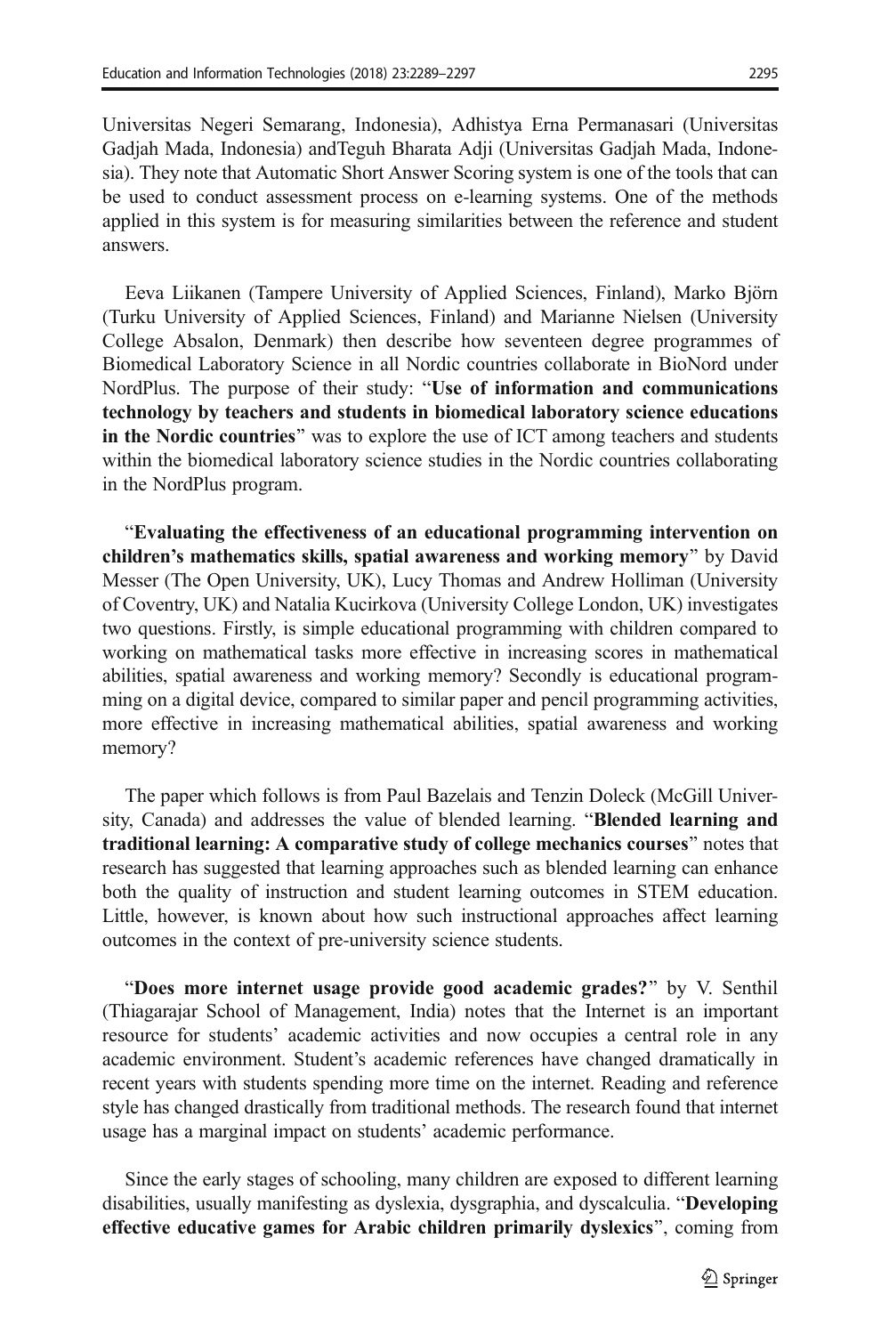Universitas Negeri Semarang, Indonesia), Adhistya Erna Permanasari (Universitas Gadjah Mada, Indonesia) andTeguh Bharata Adji (Universitas Gadjah Mada, Indonesia). They note that Automatic Short Answer Scoring system is one of the tools that can be used to conduct assessment process on e-learning systems. One of the methods applied in this system is for measuring similarities between the reference and student answers.

Eeva Liikanen (Tampere University of Applied Sciences, Finland), Marko Björn (Turku University of Applied Sciences, Finland) and Marianne Nielsen (University College Absalon, Denmark) then describe how seventeen degree programmes of Biomedical Laboratory Science in all Nordic countries collaborate in BioNord under NordPlus. The purpose of their study: "**Use of information and communications technology by teachers and students in biomedical laboratory science educations in the Nordic countries**" was to explore the use of ICT among teachers and students within the biomedical laboratory science studies in the Nordic countries collaborating in the NordPlus program.

"**Evaluating the effectiveness of an educational programming intervention on children's mathematics skills, spatial awareness and working memory**" by David Messer (The Open University, UK), Lucy Thomas and Andrew Holliman (University of Coventry, UK) and Natalia Kucirkova (University College London, UK) investigates two questions. Firstly, is simple educational programming with children compared to working on mathematical tasks more effective in increasing scores in mathematical abilities, spatial awareness and working memory? Secondly is educational programming on a digital device, compared to similar paper and pencil programming activities, more effective in increasing mathematical abilities, spatial awareness and working memory?

The paper which follows is from Paul Bazelais and Tenzin Doleck (McGill University, Canada) and addresses the value of blended learning. "**Blended learning and traditional learning: A comparative study of college mechanics courses**" notes that research has suggested that learning approaches such as blended learning can enhance both the quality of instruction and student learning outcomes in STEM education. Little, however, is known about how such instructional approaches affect learning outcomes in the context of pre-university science students.

"**Does more internet usage provide good academic grades?**" by V. Senthil (Thiagarajar School of Management, India) notes that the Internet is an important resource for students' academic activities and now occupies a central role in any academic environment. Student's academic references have changed dramatically in recent years with students spending more time on the internet. Reading and reference style has changed drastically from traditional methods. The research found that internet usage has a marginal impact on students' academic performance.

Since the early stages of schooling, many children are exposed to different learning disabilities, usually manifesting as dyslexia, dysgraphia, and dyscalculia. "**Developing effective educative games for Arabic children primarily dyslexics**", coming from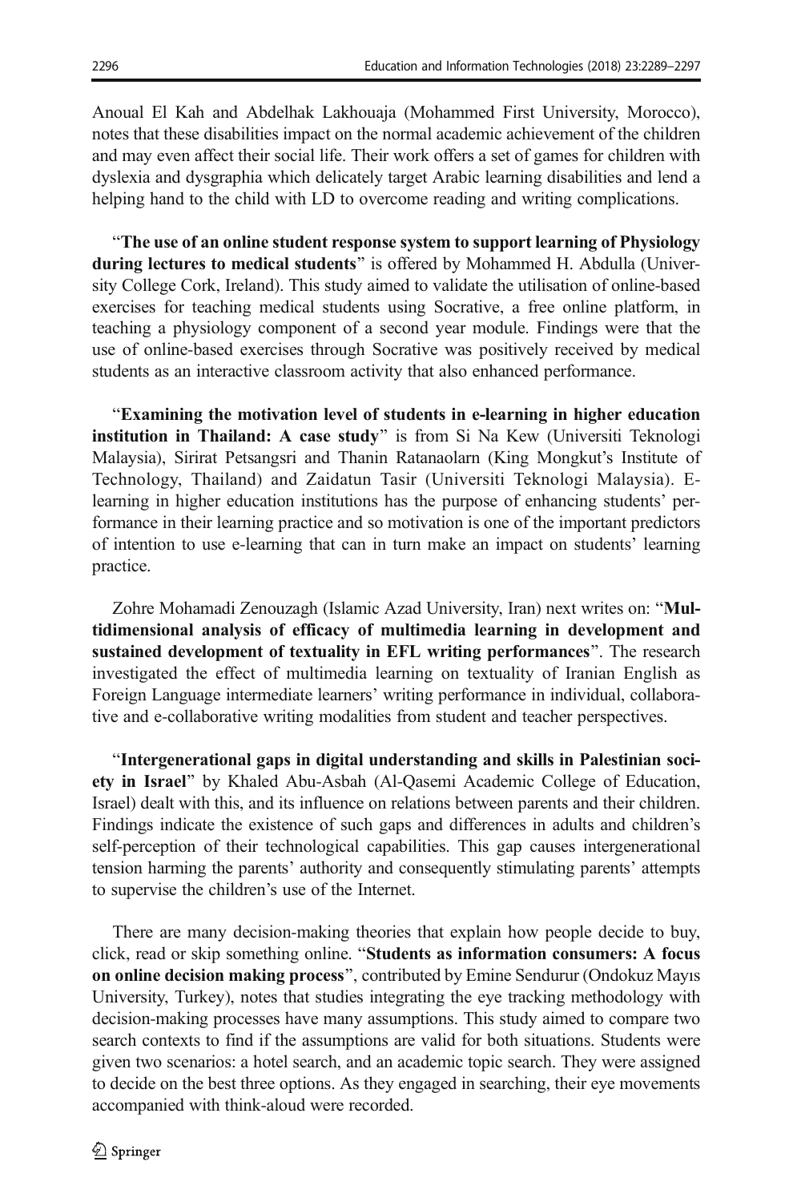Anoual El Kah and Abdelhak Lakhouaja (Mohammed First University, Morocco), notes that these disabilities impact on the normal academic achievement of the children and may even affect their social life. Their work offers a set of games for children with dyslexia and dysgraphia which delicately target Arabic learning disabilities and lend a helping hand to the child with LD to overcome reading and writing complications.

"**The use of an online student response system to support learning of Physiology during lectures to medical students**" is offered by Mohammed H. Abdulla (University College Cork, Ireland). This study aimed to validate the utilisation of online-based exercises for teaching medical students using Socrative, a free online platform, in teaching a physiology component of a second year module. Findings were that the use of online-based exercises through Socrative was positively received by medical students as an interactive classroom activity that also enhanced performance.

"**Examining the motivation level of students in e-learning in higher education institution in Thailand: A case study**" is from Si Na Kew (Universiti Teknologi Malaysia), Sirirat Petsangsri and Thanin Ratanaolarn (King Mongkut's Institute of Technology, Thailand) and Zaidatun Tasir (Universiti Teknologi Malaysia). E-learning in higher education institutions has the purpose of enhancing students' performance in their learning practice and so motivation is one of the important predictors of intention to use e-learning that can in turn make an impact on students' learning practice.

Zohre Mohamadi Zenouzagh (Islamic Azad University, Iran) next writes on: "**Multidimensional analysis of efficacy of multimedia learning in development and sustained development of textuality in EFL writing performances**". The research investigated the effect of multimedia learning on textuality of Iranian English as Foreign Language intermediate learners' writing performance in individual, collaborative and e-collaborative writing modalities from student and teacher perspectives.

"**Intergenerational gaps in digital understanding and skills in Palestinian society in Israel**" by Khaled Abu-Asbah (Al-Qasemi Academic College of Education, Israel) dealt with this, and its influence on relations between parents and their children. Findings indicate the existence of such gaps and differences in adults and children's self-perception of their technological capabilities. This gap causes intergenerational tension harming the parents' authority and consequently stimulating parents' attempts to supervise the children's use of the Internet.

There are many decision-making theories that explain how people decide to buy, click, read or skip something online. "**Students as information consumers: A focus on online decision making process**", contributed by Emine Sendurur (Ondokuz Mayıs University, Turkey), notes that studies integrating the eye tracking methodology with decision-making processes have many assumptions. This study aimed to compare two search contexts to find if the assumptions are valid for both situations. Students were given two scenarios: a hotel search, and an academic topic search. They were assigned to decide on the best three options. As they engaged in searching, their eye movements accompanied with think-aloud were recorded.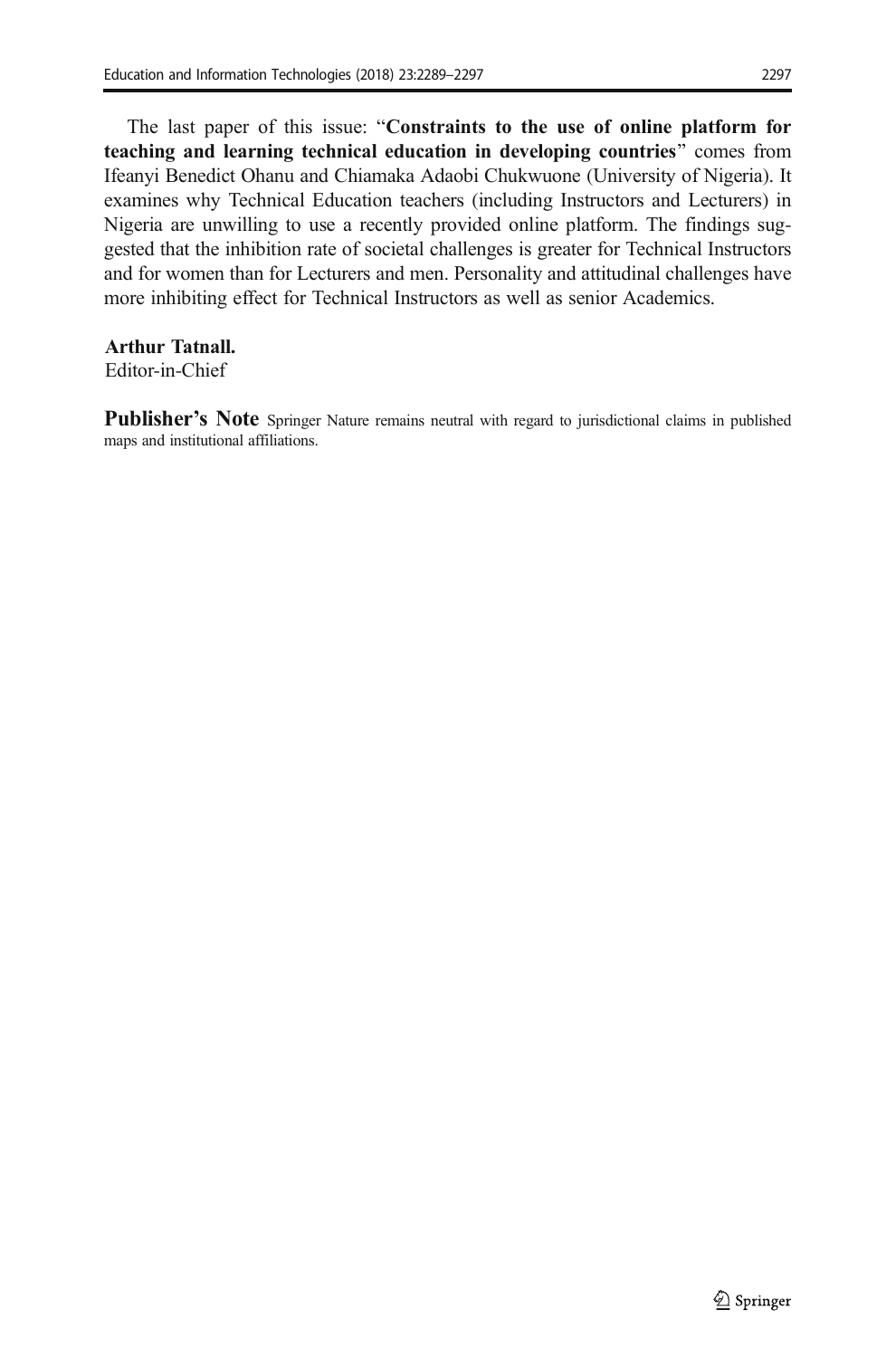The last paper of this issue: "**Constraints to the use of online platform for teaching and learning technical education in developing countries**" comes from Ifeanyi Benedict Ohanu and Chiamaka Adaobi Chukwuone (University of Nigeria). It examines why Technical Education teachers (including Instructors and Lecturers) in Nigeria are unwilling to use a recently provided online platform. The findings suggested that the inhibition rate of societal challenges is greater for Technical Instructors and for women than for Lecturers and men. Personality and attitudinal challenges have more inhibiting effect for Technical Instructors as well as senior Academics.

**Arthur Tatnall.**
Editor-in-Chief

**Publisher's Note** Springer Nature remains neutral with regard to jurisdictional claims in published maps and institutional affiliations.